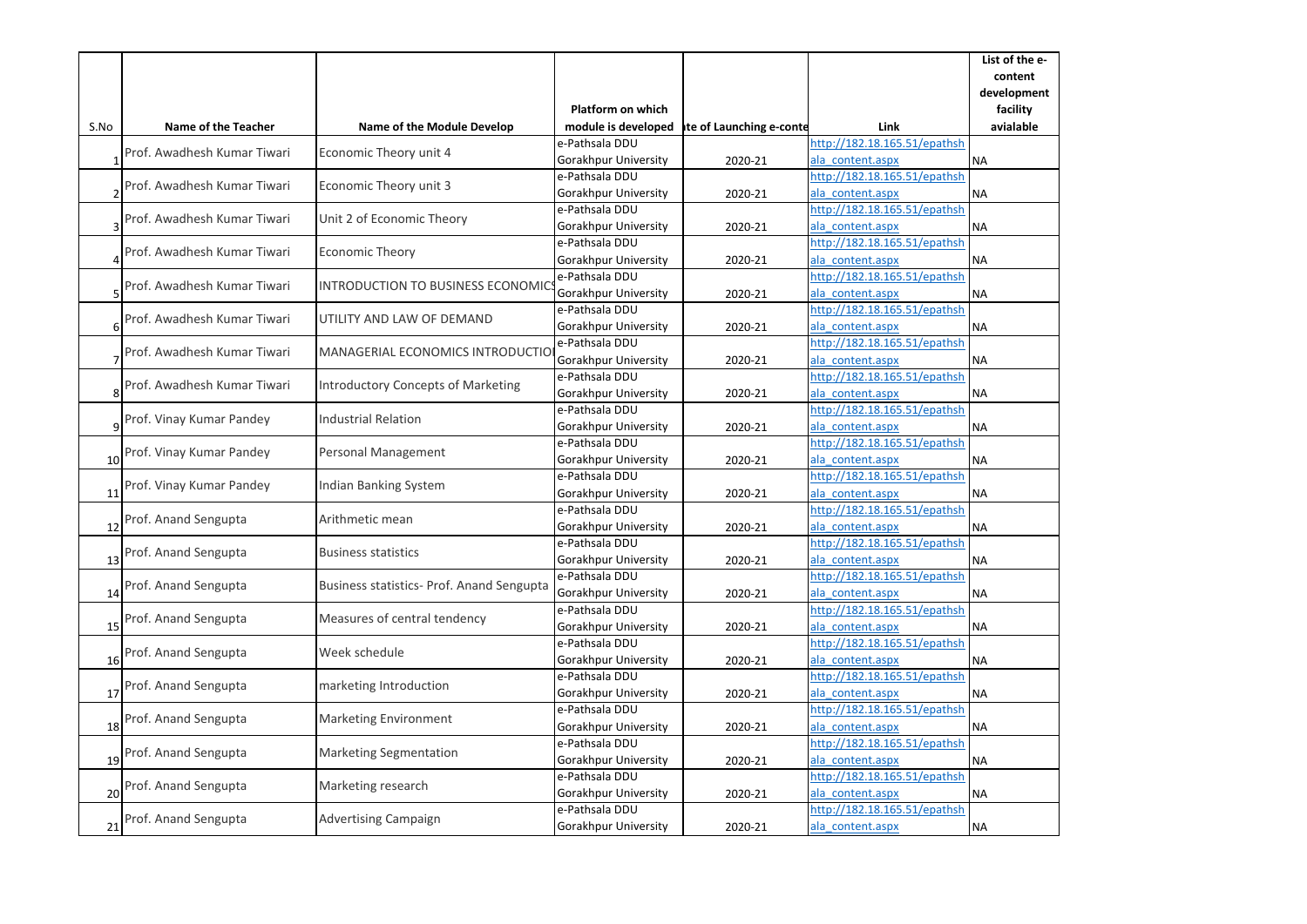| S.No | Name of the Teacher | Name of the Module Develop | Platform on which module is developed | ate of Launching e-conte | Link | List of the e-content development facility avialable |
|---|---|---|---|---|---|---|
| 1 | Prof. Awadhesh Kumar Tiwari | Economic Theory unit 4 | e-Pathsala DDU Gorakhpur University | 2020-21 | http://182.18.165.51/epathshala_content.aspx | NA |
| 2 | Prof. Awadhesh Kumar Tiwari | Economic Theory unit 3 | e-Pathsala DDU Gorakhpur University | 2020-21 | http://182.18.165.51/epathshala_content.aspx | NA |
| 3 | Prof. Awadhesh Kumar Tiwari | Unit 2 of Economic Theory | e-Pathsala DDU Gorakhpur University | 2020-21 | http://182.18.165.51/epathshala_content.aspx | NA |
| 4 | Prof. Awadhesh Kumar Tiwari | Economic Theory | e-Pathsala DDU Gorakhpur University | 2020-21 | http://182.18.165.51/epathshala_content.aspx | NA |
| 5 | Prof. Awadhesh Kumar Tiwari | INTRODUCTION TO BUSINESS ECONOMICS | e-Pathsala DDU Gorakhpur University | 2020-21 | http://182.18.165.51/epathshala_content.aspx | NA |
| 6 | Prof. Awadhesh Kumar Tiwari | UTILITY AND LAW OF DEMAND | e-Pathsala DDU Gorakhpur University | 2020-21 | http://182.18.165.51/epathshala_content.aspx | NA |
| 7 | Prof. Awadhesh Kumar Tiwari | MANAGERIAL ECONOMICS INTRODUCTIO | e-Pathsala DDU Gorakhpur University | 2020-21 | http://182.18.165.51/epathshala_content.aspx | NA |
| 8 | Prof. Awadhesh Kumar Tiwari | Introductory Concepts of Marketing | e-Pathsala DDU Gorakhpur University | 2020-21 | http://182.18.165.51/epathshala_content.aspx | NA |
| 9 | Prof. Vinay Kumar Pandey | Industrial Relation | e-Pathsala DDU Gorakhpur University | 2020-21 | http://182.18.165.51/epathshala_content.aspx | NA |
| 10 | Prof. Vinay Kumar Pandey | Personal Management | e-Pathsala DDU Gorakhpur University | 2020-21 | http://182.18.165.51/epathshala_content.aspx | NA |
| 11 | Prof. Vinay Kumar Pandey | Indian Banking System | e-Pathsala DDU Gorakhpur University | 2020-21 | http://182.18.165.51/epathshala_content.aspx | NA |
| 12 | Prof. Anand Sengupta | Arithmetic mean | e-Pathsala DDU Gorakhpur University | 2020-21 | http://182.18.165.51/epathshala_content.aspx | NA |
| 13 | Prof. Anand Sengupta | Business statistics | e-Pathsala DDU Gorakhpur University | 2020-21 | http://182.18.165.51/epathshala_content.aspx | NA |
| 14 | Prof. Anand Sengupta | Business statistics- Prof. Anand Sengupta | e-Pathsala DDU Gorakhpur University | 2020-21 | http://182.18.165.51/epathshala_content.aspx | NA |
| 15 | Prof. Anand Sengupta | Measures of central tendency | e-Pathsala DDU Gorakhpur University | 2020-21 | http://182.18.165.51/epathshala_content.aspx | NA |
| 16 | Prof. Anand Sengupta | Week schedule | e-Pathsala DDU Gorakhpur University | 2020-21 | http://182.18.165.51/epathshala_content.aspx | NA |
| 17 | Prof. Anand Sengupta | marketing Introduction | e-Pathsala DDU Gorakhpur University | 2020-21 | http://182.18.165.51/epathshala_content.aspx | NA |
| 18 | Prof. Anand Sengupta | Marketing Environment | e-Pathsala DDU Gorakhpur University | 2020-21 | http://182.18.165.51/epathshala_content.aspx | NA |
| 19 | Prof. Anand Sengupta | Marketing Segmentation | e-Pathsala DDU Gorakhpur University | 2020-21 | http://182.18.165.51/epathshala_content.aspx | NA |
| 20 | Prof. Anand Sengupta | Marketing research | e-Pathsala DDU Gorakhpur University | 2020-21 | http://182.18.165.51/epathshala_content.aspx | NA |
| 21 | Prof. Anand Sengupta | Advertising Campaign | e-Pathsala DDU Gorakhpur University | 2020-21 | http://182.18.165.51/epathshala_content.aspx | NA |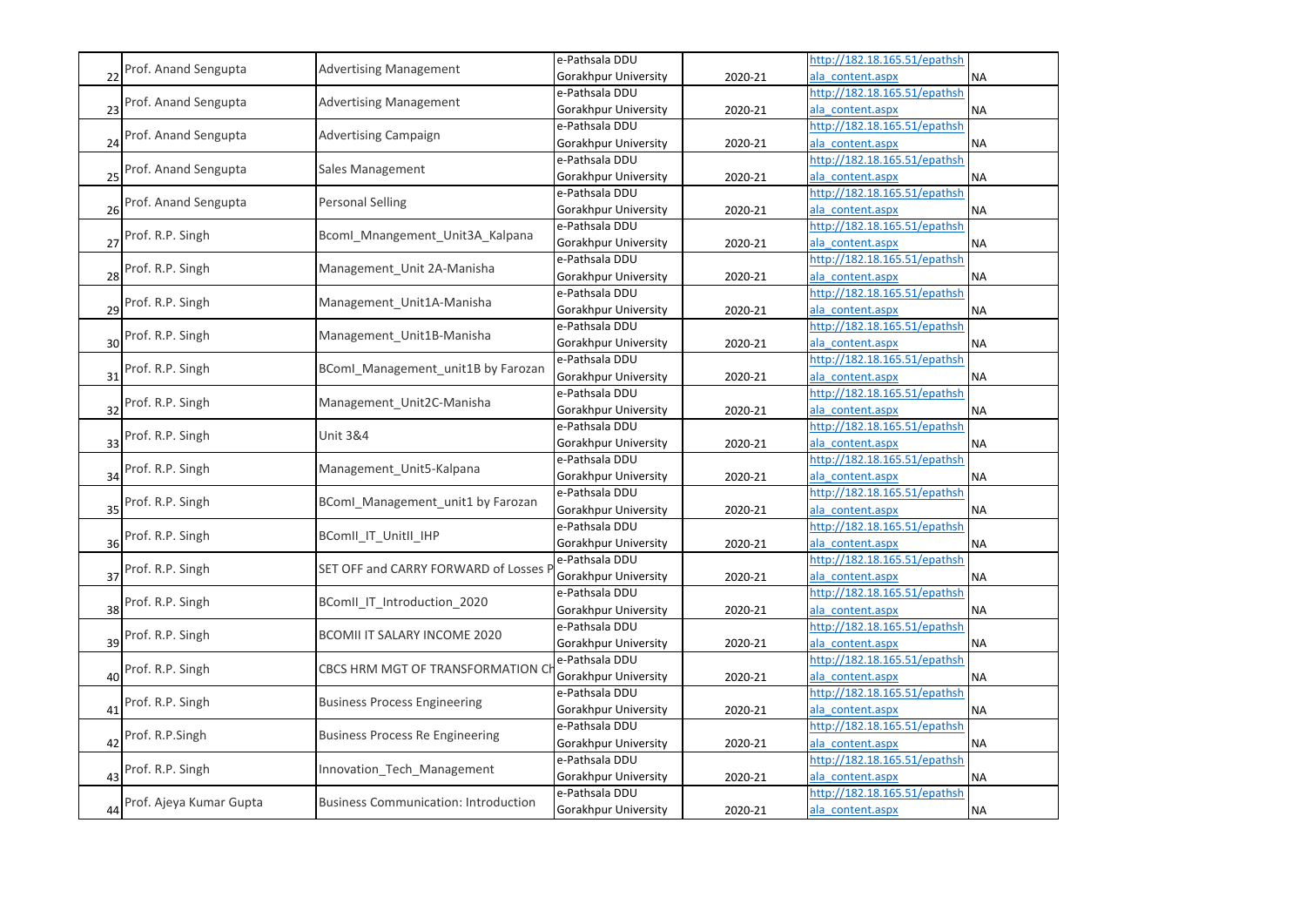| | | | | | | |
|---|---|---|---|---|---|---|
| 22 | Prof. Anand Sengupta | Advertising Management | e-Pathsala DDU Gorakhpur University | 2020-21 | http://182.18.165.51/epathshala_content.aspx | NA |
| 23 | Prof. Anand Sengupta | Advertising Management | e-Pathsala DDU Gorakhpur University | 2020-21 | http://182.18.165.51/epathshala_content.aspx | NA |
| 24 | Prof. Anand Sengupta | Advertising Campaign | e-Pathsala DDU Gorakhpur University | 2020-21 | http://182.18.165.51/epathshala_content.aspx | NA |
| 25 | Prof. Anand Sengupta | Sales Management | e-Pathsala DDU Gorakhpur University | 2020-21 | http://182.18.165.51/epathshala_content.aspx | NA |
| 26 | Prof. Anand Sengupta | Personal Selling | e-Pathsala DDU Gorakhpur University | 2020-21 | http://182.18.165.51/epathshala_content.aspx | NA |
| 27 | Prof. R.P. Singh | BcomI_Mnangement_Unit3A_Kalpana | e-Pathsala DDU Gorakhpur University | 2020-21 | http://182.18.165.51/epathshala_content.aspx | NA |
| 28 | Prof. R.P. Singh | Management_Unit 2A-Manisha | e-Pathsala DDU Gorakhpur University | 2020-21 | http://182.18.165.51/epathshala_content.aspx | NA |
| 29 | Prof. R.P. Singh | Management_Unit1A-Manisha | e-Pathsala DDU Gorakhpur University | 2020-21 | http://182.18.165.51/epathshala_content.aspx | NA |
| 30 | Prof. R.P. Singh | Management_Unit1B-Manisha | e-Pathsala DDU Gorakhpur University | 2020-21 | http://182.18.165.51/epathshala_content.aspx | NA |
| 31 | Prof. R.P. Singh | BComI_Management_unit1B by Farozan | e-Pathsala DDU Gorakhpur University | 2020-21 | http://182.18.165.51/epathshala_content.aspx | NA |
| 32 | Prof. R.P. Singh | Management_Unit2C-Manisha | e-Pathsala DDU Gorakhpur University | 2020-21 | http://182.18.165.51/epathshala_content.aspx | NA |
| 33 | Prof. R.P. Singh | Unit 3&4 | e-Pathsala DDU Gorakhpur University | 2020-21 | http://182.18.165.51/epathshala_content.aspx | NA |
| 34 | Prof. R.P. Singh | Management_Unit5-Kalpana | e-Pathsala DDU Gorakhpur University | 2020-21 | http://182.18.165.51/epathshala_content.aspx | NA |
| 35 | Prof. R.P. Singh | BComI_Management_unit1 by Farozan | e-Pathsala DDU Gorakhpur University | 2020-21 | http://182.18.165.51/epathshala_content.aspx | NA |
| 36 | Prof. R.P. Singh | BComII_IT_UnitII_IHP | e-Pathsala DDU Gorakhpur University | 2020-21 | http://182.18.165.51/epathshala_content.aspx | NA |
| 37 | Prof. R.P. Singh | SET OFF and CARRY FORWARD of Losses P | e-Pathsala DDU Gorakhpur University | 2020-21 | http://182.18.165.51/epathshala_content.aspx | NA |
| 38 | Prof. R.P. Singh | BComII_IT_Introduction_2020 | e-Pathsala DDU Gorakhpur University | 2020-21 | http://182.18.165.51/epathshala_content.aspx | NA |
| 39 | Prof. R.P. Singh | BCOMII IT SALARY INCOME 2020 | e-Pathsala DDU Gorakhpur University | 2020-21 | http://182.18.165.51/epathshala_content.aspx | NA |
| 40 | Prof. R.P. Singh | CBCS HRM MGT OF TRANSFORMATION CH | e-Pathsala DDU Gorakhpur University | 2020-21 | http://182.18.165.51/epathshala_content.aspx | NA |
| 41 | Prof. R.P. Singh | Business Process Engineering | e-Pathsala DDU Gorakhpur University | 2020-21 | http://182.18.165.51/epathshala_content.aspx | NA |
| 42 | Prof. R.P.Singh | Business Process Re Engineering | e-Pathsala DDU Gorakhpur University | 2020-21 | http://182.18.165.51/epathshala_content.aspx | NA |
| 43 | Prof. R.P. Singh | Innovation_Tech_Management | e-Pathsala DDU Gorakhpur University | 2020-21 | http://182.18.165.51/epathshala_content.aspx | NA |
| 44 | Prof. Ajeya Kumar Gupta | Business Communication: Introduction | e-Pathsala DDU Gorakhpur University | 2020-21 | http://182.18.165.51/epathshala_content.aspx | NA |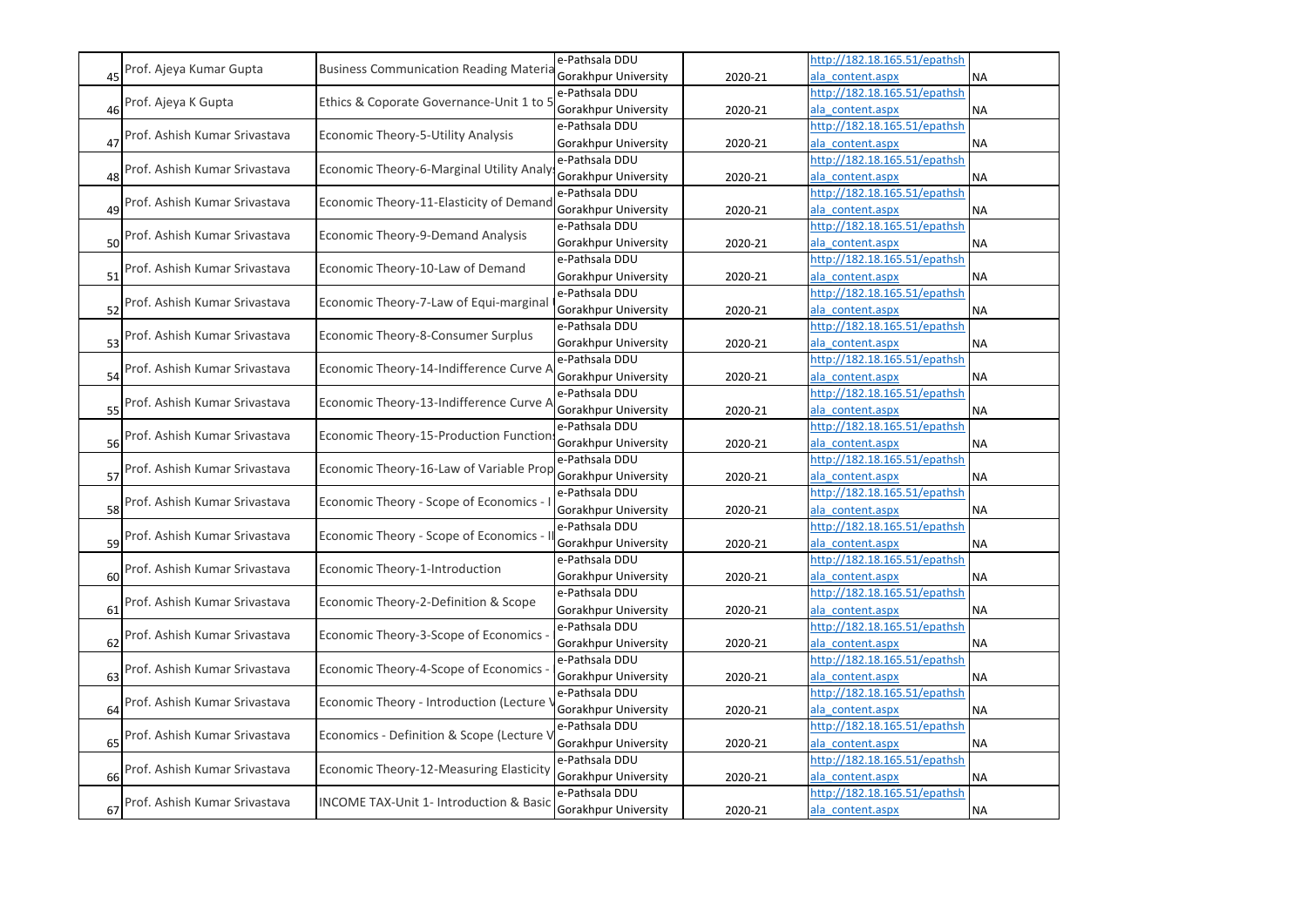| 45 | Prof. Ajeya Kumar Gupta | Business Communication Reading Materia | e-Pathsala DDU Gorakhpur University | 2020-21 | http://182.18.165.51/epathshala_content.aspx | NA |
|---|---|---|---|---|---|---|
| 46 | Prof. Ajeya K Gupta | Ethics & Coporate Governance-Unit 1 to 5 | e-Pathsala DDU Gorakhpur University | 2020-21 | http://182.18.165.51/epathshala_content.aspx | NA |
| 47 | Prof. Ashish Kumar Srivastava | Economic Theory-5-Utility Analysis | e-Pathsala DDU Gorakhpur University | 2020-21 | http://182.18.165.51/epathshala_content.aspx | NA |
| 48 | Prof. Ashish Kumar Srivastava | Economic Theory-6-Marginal Utility Analy | e-Pathsala DDU Gorakhpur University | 2020-21 | http://182.18.165.51/epathshala_content.aspx | NA |
| 49 | Prof. Ashish Kumar Srivastava | Economic Theory-11-Elasticity of Demand | e-Pathsala DDU Gorakhpur University | 2020-21 | http://182.18.165.51/epathshala_content.aspx | NA |
| 50 | Prof. Ashish Kumar Srivastava | Economic Theory-9-Demand Analysis | e-Pathsala DDU Gorakhpur University | 2020-21 | http://182.18.165.51/epathshala_content.aspx | NA |
| 51 | Prof. Ashish Kumar Srivastava | Economic Theory-10-Law of Demand | e-Pathsala DDU Gorakhpur University | 2020-21 | http://182.18.165.51/epathshala_content.aspx | NA |
| 52 | Prof. Ashish Kumar Srivastava | Economic Theory-7-Law of Equi-marginal | e-Pathsala DDU Gorakhpur University | 2020-21 | http://182.18.165.51/epathshala_content.aspx | NA |
| 53 | Prof. Ashish Kumar Srivastava | Economic Theory-8-Consumer Surplus | e-Pathsala DDU Gorakhpur University | 2020-21 | http://182.18.165.51/epathshala_content.aspx | NA |
| 54 | Prof. Ashish Kumar Srivastava | Economic Theory-14-Indifference Curve A | e-Pathsala DDU Gorakhpur University | 2020-21 | http://182.18.165.51/epathshala_content.aspx | NA |
| 55 | Prof. Ashish Kumar Srivastava | Economic Theory-13-Indifference Curve A | e-Pathsala DDU Gorakhpur University | 2020-21 | http://182.18.165.51/epathshala_content.aspx | NA |
| 56 | Prof. Ashish Kumar Srivastava | Economic Theory-15-Production Function | e-Pathsala DDU Gorakhpur University | 2020-21 | http://182.18.165.51/epathshala_content.aspx | NA |
| 57 | Prof. Ashish Kumar Srivastava | Economic Theory-16-Law of Variable Prop | e-Pathsala DDU Gorakhpur University | 2020-21 | http://182.18.165.51/epathshala_content.aspx | NA |
| 58 | Prof. Ashish Kumar Srivastava | Economic Theory - Scope of Economics - I | e-Pathsala DDU Gorakhpur University | 2020-21 | http://182.18.165.51/epathshala_content.aspx | NA |
| 59 | Prof. Ashish Kumar Srivastava | Economic Theory - Scope of Economics - II | e-Pathsala DDU Gorakhpur University | 2020-21 | http://182.18.165.51/epathshala_content.aspx | NA |
| 60 | Prof. Ashish Kumar Srivastava | Economic Theory-1-Introduction | e-Pathsala DDU Gorakhpur University | 2020-21 | http://182.18.165.51/epathshala_content.aspx | NA |
| 61 | Prof. Ashish Kumar Srivastava | Economic Theory-2-Definition & Scope | e-Pathsala DDU Gorakhpur University | 2020-21 | http://182.18.165.51/epathshala_content.aspx | NA |
| 62 | Prof. Ashish Kumar Srivastava | Economic Theory-3-Scope of Economics - | e-Pathsala DDU Gorakhpur University | 2020-21 | http://182.18.165.51/epathshala_content.aspx | NA |
| 63 | Prof. Ashish Kumar Srivastava | Economic Theory-4-Scope of Economics - | e-Pathsala DDU Gorakhpur University | 2020-21 | http://182.18.165.51/epathshala_content.aspx | NA |
| 64 | Prof. Ashish Kumar Srivastava | Economic Theory - Introduction (Lecture V | e-Pathsala DDU Gorakhpur University | 2020-21 | http://182.18.165.51/epathshala_content.aspx | NA |
| 65 | Prof. Ashish Kumar Srivastava | Economics - Definition & Scope (Lecture V | e-Pathsala DDU Gorakhpur University | 2020-21 | http://182.18.165.51/epathshala_content.aspx | NA |
| 66 | Prof. Ashish Kumar Srivastava | Economic Theory-12-Measuring Elasticity | e-Pathsala DDU Gorakhpur University | 2020-21 | http://182.18.165.51/epathshala_content.aspx | NA |
| 67 | Prof. Ashish Kumar Srivastava | INCOME TAX-Unit 1- Introduction & Basic | e-Pathsala DDU Gorakhpur University | 2020-21 | http://182.18.165.51/epathshala_content.aspx | NA |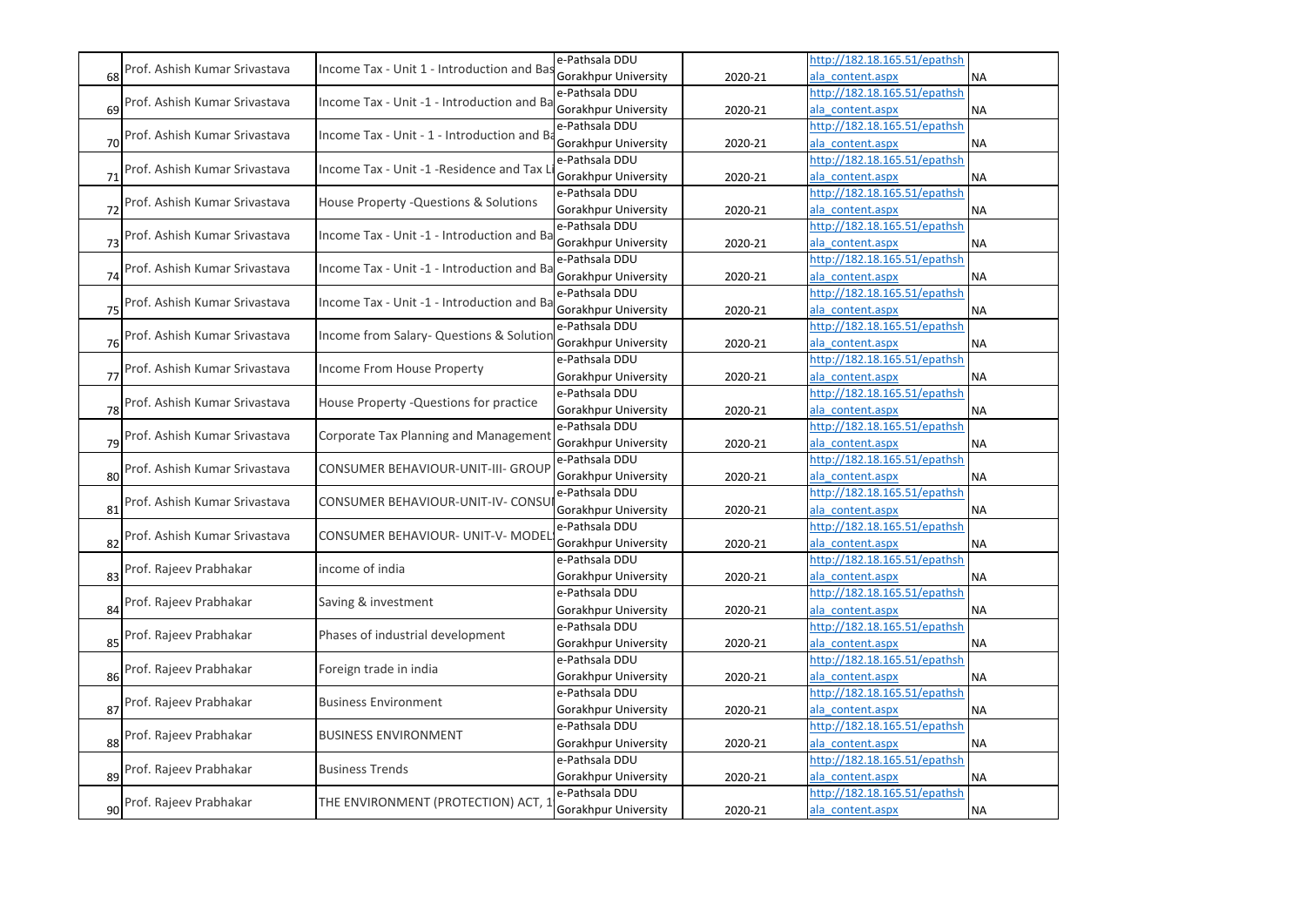| 68 | Prof. Ashish Kumar Srivastava | Income Tax - Unit 1 - Introduction and Bas | e-Pathsala DDU Gorakhpur University | 2020-21 | http://182.18.165.51/epathshala_content.aspx | NA |
|---|---|---|---|---|---|---|
| 69 | Prof. Ashish Kumar Srivastava | Income Tax - Unit -1 - Introduction and Ba | e-Pathsala DDU Gorakhpur University | 2020-21 | http://182.18.165.51/epathshala_content.aspx | NA |
| 70 | Prof. Ashish Kumar Srivastava | Income Tax - Unit - 1 - Introduction and Ba | e-Pathsala DDU Gorakhpur University | 2020-21 | http://182.18.165.51/epathshala_content.aspx | NA |
| 71 | Prof. Ashish Kumar Srivastava | Income Tax - Unit -1 -Residence and Tax Li | e-Pathsala DDU Gorakhpur University | 2020-21 | http://182.18.165.51/epathshala_content.aspx | NA |
| 72 | Prof. Ashish Kumar Srivastava | House Property -Questions & Solutions | e-Pathsala DDU Gorakhpur University | 2020-21 | http://182.18.165.51/epathshala_content.aspx | NA |
| 73 | Prof. Ashish Kumar Srivastava | Income Tax - Unit -1 - Introduction and Ba | e-Pathsala DDU Gorakhpur University | 2020-21 | http://182.18.165.51/epathshala_content.aspx | NA |
| 74 | Prof. Ashish Kumar Srivastava | Income Tax - Unit -1 - Introduction and Ba | e-Pathsala DDU Gorakhpur University | 2020-21 | http://182.18.165.51/epathshala_content.aspx | NA |
| 75 | Prof. Ashish Kumar Srivastava | Income Tax - Unit -1 - Introduction and Ba | e-Pathsala DDU Gorakhpur University | 2020-21 | http://182.18.165.51/epathshala_content.aspx | NA |
| 76 | Prof. Ashish Kumar Srivastava | Income from Salary- Questions & Solution | e-Pathsala DDU Gorakhpur University | 2020-21 | http://182.18.165.51/epathshala_content.aspx | NA |
| 77 | Prof. Ashish Kumar Srivastava | Income From House Property | e-Pathsala DDU Gorakhpur University | 2020-21 | http://182.18.165.51/epathshala_content.aspx | NA |
| 78 | Prof. Ashish Kumar Srivastava | House Property -Questions for practice | e-Pathsala DDU Gorakhpur University | 2020-21 | http://182.18.165.51/epathshala_content.aspx | NA |
| 79 | Prof. Ashish Kumar Srivastava | Corporate Tax Planning and Management | e-Pathsala DDU Gorakhpur University | 2020-21 | http://182.18.165.51/epathshala_content.aspx | NA |
| 80 | Prof. Ashish Kumar Srivastava | CONSUMER BEHAVIOUR-UNIT-III- GROUP | e-Pathsala DDU Gorakhpur University | 2020-21 | http://182.18.165.51/epathshala_content.aspx | NA |
| 81 | Prof. Ashish Kumar Srivastava | CONSUMER BEHAVIOUR-UNIT-IV- CONSU | e-Pathsala DDU Gorakhpur University | 2020-21 | http://182.18.165.51/epathshala_content.aspx | NA |
| 82 | Prof. Ashish Kumar Srivastava | CONSUMER BEHAVIOUR- UNIT-V- MODEL | e-Pathsala DDU Gorakhpur University | 2020-21 | http://182.18.165.51/epathshala_content.aspx | NA |
| 83 | Prof. Rajeev Prabhakar | income of india | e-Pathsala DDU Gorakhpur University | 2020-21 | http://182.18.165.51/epathshala_content.aspx | NA |
| 84 | Prof. Rajeev Prabhakar | Saving & investment | e-Pathsala DDU Gorakhpur University | 2020-21 | http://182.18.165.51/epathshala_content.aspx | NA |
| 85 | Prof. Rajeev Prabhakar | Phases of industrial development | e-Pathsala DDU Gorakhpur University | 2020-21 | http://182.18.165.51/epathshala_content.aspx | NA |
| 86 | Prof. Rajeev Prabhakar | Foreign trade in india | e-Pathsala DDU Gorakhpur University | 2020-21 | http://182.18.165.51/epathshala_content.aspx | NA |
| 87 | Prof. Rajeev Prabhakar | Business Environment | e-Pathsala DDU Gorakhpur University | 2020-21 | http://182.18.165.51/epathshala_content.aspx | NA |
| 88 | Prof. Rajeev Prabhakar | BUSINESS ENVIRONMENT | e-Pathsala DDU Gorakhpur University | 2020-21 | http://182.18.165.51/epathshala_content.aspx | NA |
| 89 | Prof. Rajeev Prabhakar | Business Trends | e-Pathsala DDU Gorakhpur University | 2020-21 | http://182.18.165.51/epathshala_content.aspx | NA |
| 90 | Prof. Rajeev Prabhakar | THE ENVIRONMENT (PROTECTION) ACT, 1 | e-Pathsala DDU Gorakhpur University | 2020-21 | http://182.18.165.51/epathshala_content.aspx | NA |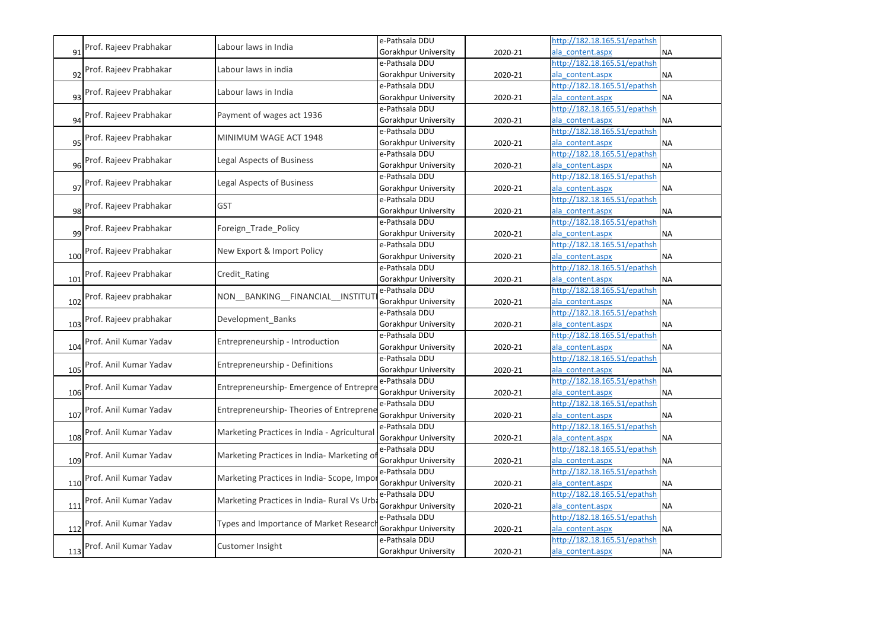| 91 | Prof. Rajeev Prabhakar | Labour laws in India | e-Pathsala DDU Gorakhpur University | 2020-21 | http://182.18.165.51/epathshala_content.aspx | NA |
|---|---|---|---|---|---|---|
| 92 | Prof. Rajeev Prabhakar | Labour laws in india | e-Pathsala DDU Gorakhpur University | 2020-21 | http://182.18.165.51/epathshala_content.aspx | NA |
| 93 | Prof. Rajeev Prabhakar | Labour laws in India | e-Pathsala DDU Gorakhpur University | 2020-21 | http://182.18.165.51/epathshala_content.aspx | NA |
| 94 | Prof. Rajeev Prabhakar | Payment of wages act 1936 | e-Pathsala DDU Gorakhpur University | 2020-21 | http://182.18.165.51/epathshala_content.aspx | NA |
| 95 | Prof. Rajeev Prabhakar | MINIMUM WAGE ACT 1948 | e-Pathsala DDU Gorakhpur University | 2020-21 | http://182.18.165.51/epathshala_content.aspx | NA |
| 96 | Prof. Rajeev Prabhakar | Legal Aspects of Business | e-Pathsala DDU Gorakhpur University | 2020-21 | http://182.18.165.51/epathshala_content.aspx | NA |
| 97 | Prof. Rajeev Prabhakar | Legal Aspects of Business | e-Pathsala DDU Gorakhpur University | 2020-21 | http://182.18.165.51/epathshala_content.aspx | NA |
| 98 | Prof. Rajeev Prabhakar | GST | e-Pathsala DDU Gorakhpur University | 2020-21 | http://182.18.165.51/epathshala_content.aspx | NA |
| 99 | Prof. Rajeev Prabhakar | Foreign_Trade_Policy | e-Pathsala DDU Gorakhpur University | 2020-21 | http://182.18.165.51/epathshala_content.aspx | NA |
| 100 | Prof. Rajeev Prabhakar | New Export & Import Policy | e-Pathsala DDU Gorakhpur University | 2020-21 | http://182.18.165.51/epathshala_content.aspx | NA |
| 101 | Prof. Rajeev Prabhakar | Credit_Rating | e-Pathsala DDU Gorakhpur University | 2020-21 | http://182.18.165.51/epathshala_content.aspx | NA |
| 102 | Prof. Rajeev prabhakar | NON__BANKING__FINANCIAL__INSTITUTI | e-Pathsala DDU Gorakhpur University | 2020-21 | http://182.18.165.51/epathshala_content.aspx | NA |
| 103 | Prof. Rajeev prabhakar | Development_Banks | e-Pathsala DDU Gorakhpur University | 2020-21 | http://182.18.165.51/epathshala_content.aspx | NA |
| 104 | Prof. Anil Kumar Yadav | Entrepreneurship - Introduction | e-Pathsala DDU Gorakhpur University | 2020-21 | http://182.18.165.51/epathshala_content.aspx | NA |
| 105 | Prof. Anil Kumar Yadav | Entrepreneurship - Definitions | e-Pathsala DDU Gorakhpur University | 2020-21 | http://182.18.165.51/epathshala_content.aspx | NA |
| 106 | Prof. Anil Kumar Yadav | Entrepreneurship- Emergence of Entrepre | e-Pathsala DDU Gorakhpur University | 2020-21 | http://182.18.165.51/epathshala_content.aspx | NA |
| 107 | Prof. Anil Kumar Yadav | Entrepreneurship- Theories of Entreprene | e-Pathsala DDU Gorakhpur University | 2020-21 | http://182.18.165.51/epathshala_content.aspx | NA |
| 108 | Prof. Anil Kumar Yadav | Marketing Practices in India - Agricultural | e-Pathsala DDU Gorakhpur University | 2020-21 | http://182.18.165.51/epathshala_content.aspx | NA |
| 109 | Prof. Anil Kumar Yadav | Marketing Practices in India- Marketing of | e-Pathsala DDU Gorakhpur University | 2020-21 | http://182.18.165.51/epathshala_content.aspx | NA |
| 110 | Prof. Anil Kumar Yadav | Marketing Practices in India- Scope, Impor | e-Pathsala DDU Gorakhpur University | 2020-21 | http://182.18.165.51/epathshala_content.aspx | NA |
| 111 | Prof. Anil Kumar Yadav | Marketing Practices in India- Rural Vs Urba | e-Pathsala DDU Gorakhpur University | 2020-21 | http://182.18.165.51/epathshala_content.aspx | NA |
| 112 | Prof. Anil Kumar Yadav | Types and Importance of Market Research | e-Pathsala DDU Gorakhpur University | 2020-21 | http://182.18.165.51/epathshala_content.aspx | NA |
| 113 | Prof. Anil Kumar Yadav | Customer Insight | e-Pathsala DDU Gorakhpur University | 2020-21 | http://182.18.165.51/epathshala_content.aspx | NA |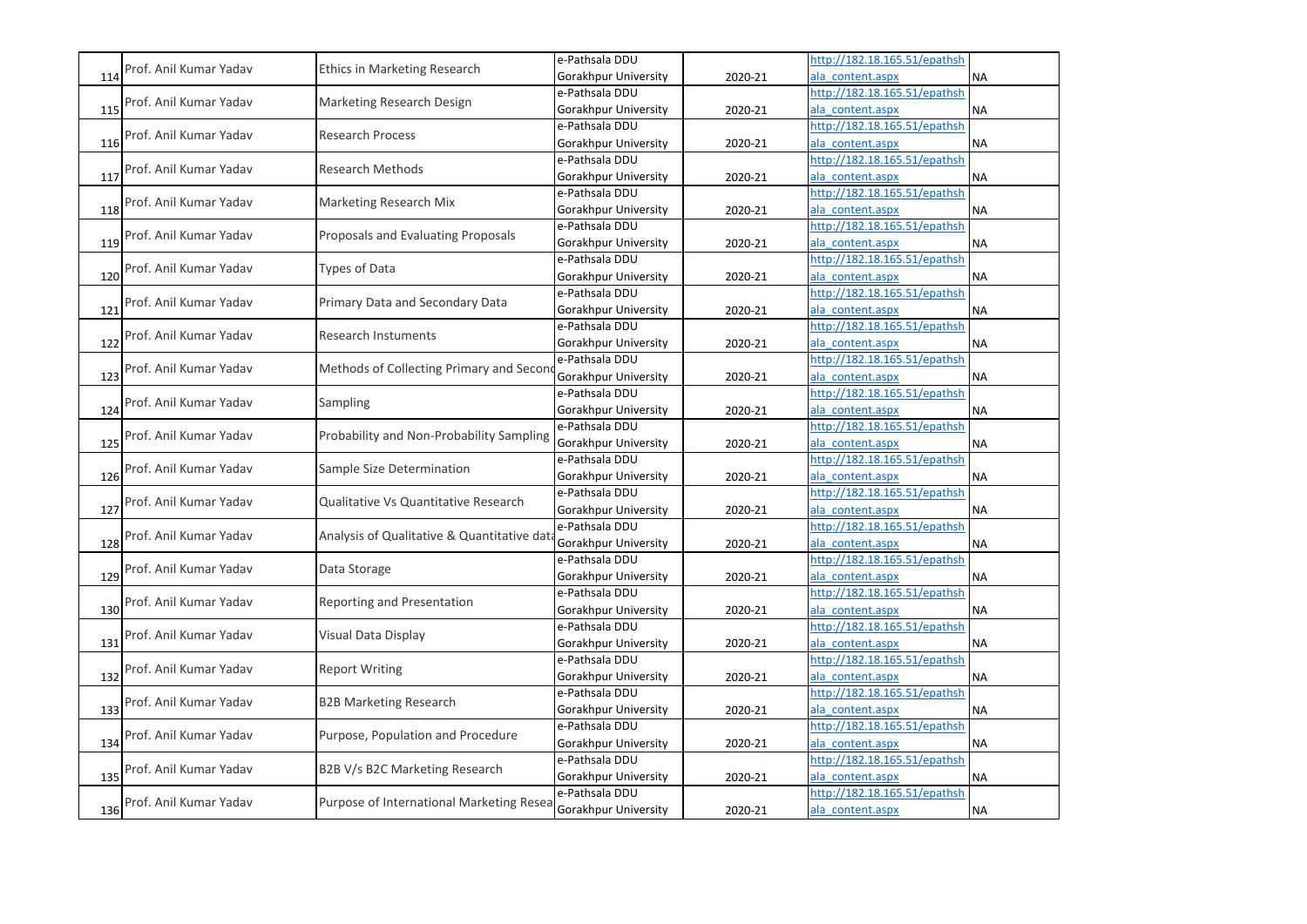| 114 | Prof. Anil Kumar Yadav | Ethics in Marketing Research | e-Pathsala DDU Gorakhpur University | 2020-21 | http://182.18.165.51/epathshala_content.aspx | NA |
|---|---|---|---|---|---|---|
| 115 | Prof. Anil Kumar Yadav | Marketing Research Design | e-Pathsala DDU Gorakhpur University | 2020-21 | http://182.18.165.51/epathshala_content.aspx | NA |
| 116 | Prof. Anil Kumar Yadav | Research Process | e-Pathsala DDU Gorakhpur University | 2020-21 | http://182.18.165.51/epathshala_content.aspx | NA |
| 117 | Prof. Anil Kumar Yadav | Research Methods | e-Pathsala DDU Gorakhpur University | 2020-21 | http://182.18.165.51/epathshala_content.aspx | NA |
| 118 | Prof. Anil Kumar Yadav | Marketing Research Mix | e-Pathsala DDU Gorakhpur University | 2020-21 | http://182.18.165.51/epathshala_content.aspx | NA |
| 119 | Prof. Anil Kumar Yadav | Proposals and Evaluating Proposals | e-Pathsala DDU Gorakhpur University | 2020-21 | http://182.18.165.51/epathshala_content.aspx | NA |
| 120 | Prof. Anil Kumar Yadav | Types of Data | e-Pathsala DDU Gorakhpur University | 2020-21 | http://182.18.165.51/epathshala_content.aspx | NA |
| 121 | Prof. Anil Kumar Yadav | Primary Data and Secondary Data | e-Pathsala DDU Gorakhpur University | 2020-21 | http://182.18.165.51/epathshala_content.aspx | NA |
| 122 | Prof. Anil Kumar Yadav | Research Instuments | e-Pathsala DDU Gorakhpur University | 2020-21 | http://182.18.165.51/epathshala_content.aspx | NA |
| 123 | Prof. Anil Kumar Yadav | Methods of Collecting Primary and Second | e-Pathsala DDU Gorakhpur University | 2020-21 | http://182.18.165.51/epathshala_content.aspx | NA |
| 124 | Prof. Anil Kumar Yadav | Sampling | e-Pathsala DDU Gorakhpur University | 2020-21 | http://182.18.165.51/epathshala_content.aspx | NA |
| 125 | Prof. Anil Kumar Yadav | Probability and Non-Probability Sampling | e-Pathsala DDU Gorakhpur University | 2020-21 | http://182.18.165.51/epathshala_content.aspx | NA |
| 126 | Prof. Anil Kumar Yadav | Sample Size Determination | e-Pathsala DDU Gorakhpur University | 2020-21 | http://182.18.165.51/epathshala_content.aspx | NA |
| 127 | Prof. Anil Kumar Yadav | Qualitative Vs Quantitative Research | e-Pathsala DDU Gorakhpur University | 2020-21 | http://182.18.165.51/epathshala_content.aspx | NA |
| 128 | Prof. Anil Kumar Yadav | Analysis of Qualitative & Quantitative data | e-Pathsala DDU Gorakhpur University | 2020-21 | http://182.18.165.51/epathshala_content.aspx | NA |
| 129 | Prof. Anil Kumar Yadav | Data Storage | e-Pathsala DDU Gorakhpur University | 2020-21 | http://182.18.165.51/epathshala_content.aspx | NA |
| 130 | Prof. Anil Kumar Yadav | Reporting and Presentation | e-Pathsala DDU Gorakhpur University | 2020-21 | http://182.18.165.51/epathshala_content.aspx | NA |
| 131 | Prof. Anil Kumar Yadav | Visual Data Display | e-Pathsala DDU Gorakhpur University | 2020-21 | http://182.18.165.51/epathshala_content.aspx | NA |
| 132 | Prof. Anil Kumar Yadav | Report Writing | e-Pathsala DDU Gorakhpur University | 2020-21 | http://182.18.165.51/epathshala_content.aspx | NA |
| 133 | Prof. Anil Kumar Yadav | B2B Marketing Research | e-Pathsala DDU Gorakhpur University | 2020-21 | http://182.18.165.51/epathshala_content.aspx | NA |
| 134 | Prof. Anil Kumar Yadav | Purpose, Population and Procedure | e-Pathsala DDU Gorakhpur University | 2020-21 | http://182.18.165.51/epathshala_content.aspx | NA |
| 135 | Prof. Anil Kumar Yadav | B2B V/s B2C Marketing Research | e-Pathsala DDU Gorakhpur University | 2020-21 | http://182.18.165.51/epathshala_content.aspx | NA |
| 136 | Prof. Anil Kumar Yadav | Purpose of International Marketing Resea | e-Pathsala DDU Gorakhpur University | 2020-21 | http://182.18.165.51/epathshala_content.aspx | NA |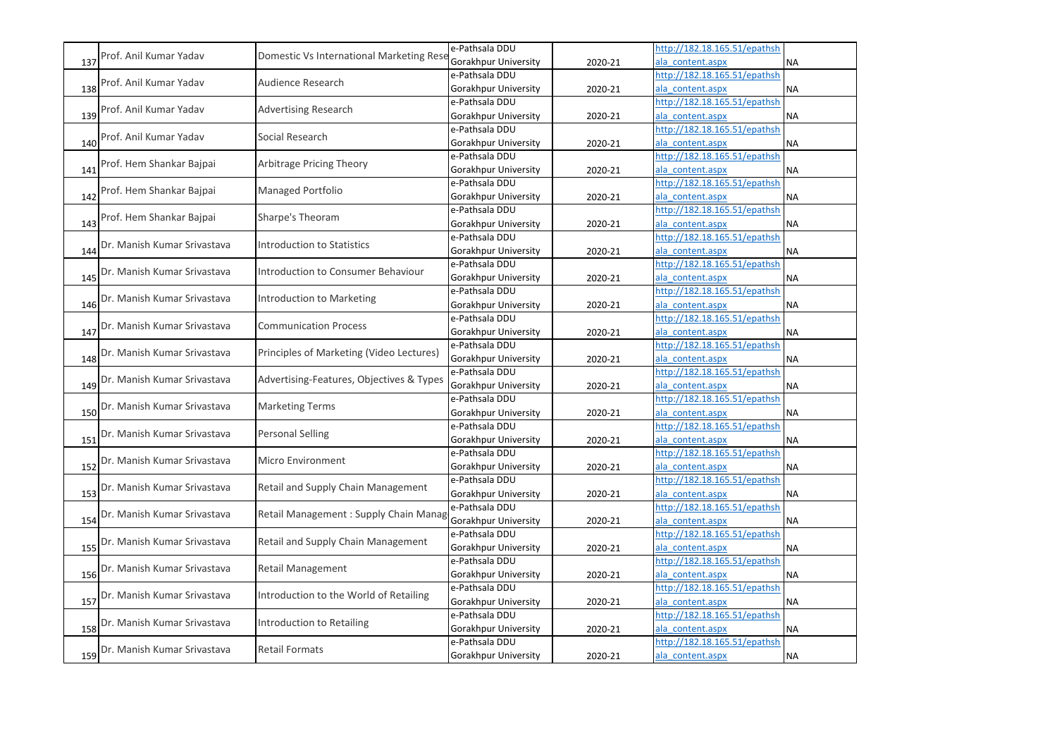| 137 | Prof. Anil Kumar Yadav | Domestic Vs International Marketing Rese | e-Pathsala DDU Gorakhpur University | 2020-21 | http://182.18.165.51/epathshala_content.aspx | NA |
|---|---|---|---|---|---|---|
| 138 | Prof. Anil Kumar Yadav | Audience Research | e-Pathsala DDU Gorakhpur University | 2020-21 | http://182.18.165.51/epathshala_content.aspx | NA |
| 139 | Prof. Anil Kumar Yadav | Advertising Research | e-Pathsala DDU Gorakhpur University | 2020-21 | http://182.18.165.51/epathshala_content.aspx | NA |
| 140 | Prof. Anil Kumar Yadav | Social Research | e-Pathsala DDU Gorakhpur University | 2020-21 | http://182.18.165.51/epathshala_content.aspx | NA |
| 141 | Prof. Hem Shankar Bajpai | Arbitrage Pricing Theory | e-Pathsala DDU Gorakhpur University | 2020-21 | http://182.18.165.51/epathshala_content.aspx | NA |
| 142 | Prof. Hem Shankar Bajpai | Managed Portfolio | e-Pathsala DDU Gorakhpur University | 2020-21 | http://182.18.165.51/epathshala_content.aspx | NA |
| 143 | Prof. Hem Shankar Bajpai | Sharpe's Theoram | e-Pathsala DDU Gorakhpur University | 2020-21 | http://182.18.165.51/epathshala_content.aspx | NA |
| 144 | Dr. Manish Kumar Srivastava | Introduction to Statistics | e-Pathsala DDU Gorakhpur University | 2020-21 | http://182.18.165.51/epathshala_content.aspx | NA |
| 145 | Dr. Manish Kumar Srivastava | Introduction to Consumer Behaviour | e-Pathsala DDU Gorakhpur University | 2020-21 | http://182.18.165.51/epathshala_content.aspx | NA |
| 146 | Dr. Manish Kumar Srivastava | Introduction to Marketing | e-Pathsala DDU Gorakhpur University | 2020-21 | http://182.18.165.51/epathshala_content.aspx | NA |
| 147 | Dr. Manish Kumar Srivastava | Communication Process | e-Pathsala DDU Gorakhpur University | 2020-21 | http://182.18.165.51/epathshala_content.aspx | NA |
| 148 | Dr. Manish Kumar Srivastava | Principles of Marketing (Video Lectures) | e-Pathsala DDU Gorakhpur University | 2020-21 | http://182.18.165.51/epathshala_content.aspx | NA |
| 149 | Dr. Manish Kumar Srivastava | Advertising-Features, Objectives & Types | e-Pathsala DDU Gorakhpur University | 2020-21 | http://182.18.165.51/epathshala_content.aspx | NA |
| 150 | Dr. Manish Kumar Srivastava | Marketing Terms | e-Pathsala DDU Gorakhpur University | 2020-21 | http://182.18.165.51/epathshala_content.aspx | NA |
| 151 | Dr. Manish Kumar Srivastava | Personal Selling | e-Pathsala DDU Gorakhpur University | 2020-21 | http://182.18.165.51/epathshala_content.aspx | NA |
| 152 | Dr. Manish Kumar Srivastava | Micro Environment | e-Pathsala DDU Gorakhpur University | 2020-21 | http://182.18.165.51/epathshala_content.aspx | NA |
| 153 | Dr. Manish Kumar Srivastava | Retail and Supply Chain Management | e-Pathsala DDU Gorakhpur University | 2020-21 | http://182.18.165.51/epathshala_content.aspx | NA |
| 154 | Dr. Manish Kumar Srivastava | Retail Management : Supply Chain Manag | e-Pathsala DDU Gorakhpur University | 2020-21 | http://182.18.165.51/epathshala_content.aspx | NA |
| 155 | Dr. Manish Kumar Srivastava | Retail and Supply Chain Management | e-Pathsala DDU Gorakhpur University | 2020-21 | http://182.18.165.51/epathshala_content.aspx | NA |
| 156 | Dr. Manish Kumar Srivastava | Retail Management | e-Pathsala DDU Gorakhpur University | 2020-21 | http://182.18.165.51/epathshala_content.aspx | NA |
| 157 | Dr. Manish Kumar Srivastava | Introduction to the World of Retailing | e-Pathsala DDU Gorakhpur University | 2020-21 | http://182.18.165.51/epathshala_content.aspx | NA |
| 158 | Dr. Manish Kumar Srivastava | Introduction to Retailing | e-Pathsala DDU Gorakhpur University | 2020-21 | http://182.18.165.51/epathshala_content.aspx | NA |
| 159 | Dr. Manish Kumar Srivastava | Retail Formats | e-Pathsala DDU Gorakhpur University | 2020-21 | http://182.18.165.51/epathshala_content.aspx | NA |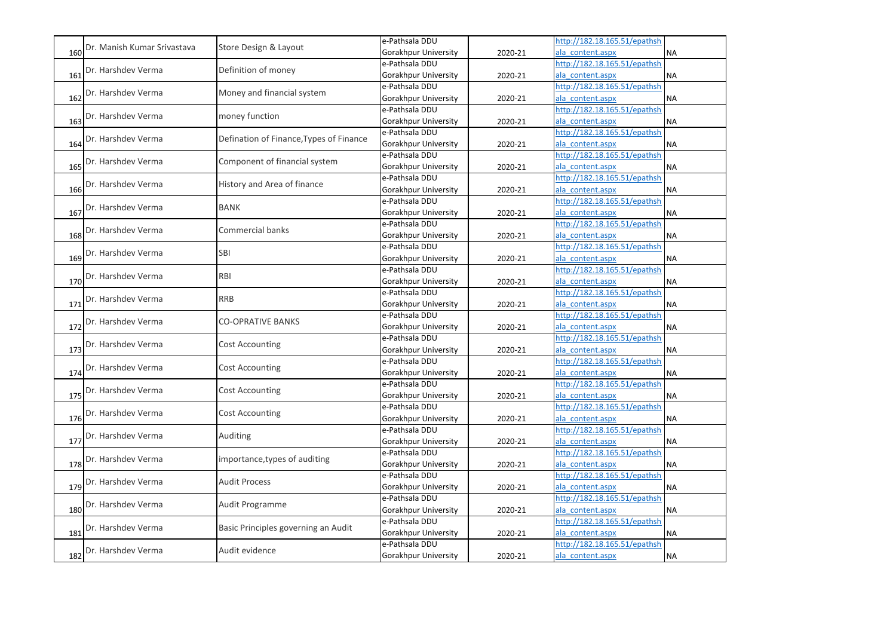| | | | | | | |
|---|---|---|---|---|---|---|
| 160 | Dr. Manish Kumar Srivastava | Store Design & Layout | e-Pathsala DDU Gorakhpur University | 2020-21 | http://182.18.165.51/epathshala_content.aspx | NA |
| 161 | Dr. Harshdev Verma | Definition of money | e-Pathsala DDU Gorakhpur University | 2020-21 | http://182.18.165.51/epathshala_content.aspx | NA |
| 162 | Dr. Harshdev Verma | Money and financial system | e-Pathsala DDU Gorakhpur University | 2020-21 | http://182.18.165.51/epathshala_content.aspx | NA |
| 163 | Dr. Harshdev Verma | money function | e-Pathsala DDU Gorakhpur University | 2020-21 | http://182.18.165.51/epathshala_content.aspx | NA |
| 164 | Dr. Harshdev Verma | Defination of Finance,Types of Finance | e-Pathsala DDU Gorakhpur University | 2020-21 | http://182.18.165.51/epathshala_content.aspx | NA |
| 165 | Dr. Harshdev Verma | Component of financial system | e-Pathsala DDU Gorakhpur University | 2020-21 | http://182.18.165.51/epathshala_content.aspx | NA |
| 166 | Dr. Harshdev Verma | History and Area of finance | e-Pathsala DDU Gorakhpur University | 2020-21 | http://182.18.165.51/epathshala_content.aspx | NA |
| 167 | Dr. Harshdev Verma | BANK | e-Pathsala DDU Gorakhpur University | 2020-21 | http://182.18.165.51/epathshala_content.aspx | NA |
| 168 | Dr. Harshdev Verma | Commercial banks | e-Pathsala DDU Gorakhpur University | 2020-21 | http://182.18.165.51/epathshala_content.aspx | NA |
| 169 | Dr. Harshdev Verma | SBI | e-Pathsala DDU Gorakhpur University | 2020-21 | http://182.18.165.51/epathshala_content.aspx | NA |
| 170 | Dr. Harshdev Verma | RBI | e-Pathsala DDU Gorakhpur University | 2020-21 | http://182.18.165.51/epathshala_content.aspx | NA |
| 171 | Dr. Harshdev Verma | RRB | e-Pathsala DDU Gorakhpur University | 2020-21 | http://182.18.165.51/epathshala_content.aspx | NA |
| 172 | Dr. Harshdev Verma | CO-OPRATIVE BANKS | e-Pathsala DDU Gorakhpur University | 2020-21 | http://182.18.165.51/epathshala_content.aspx | NA |
| 173 | Dr. Harshdev Verma | Cost Accounting | e-Pathsala DDU Gorakhpur University | 2020-21 | http://182.18.165.51/epathshala_content.aspx | NA |
| 174 | Dr. Harshdev Verma | Cost Accounting | e-Pathsala DDU Gorakhpur University | 2020-21 | http://182.18.165.51/epathshala_content.aspx | NA |
| 175 | Dr. Harshdev Verma | Cost Accounting | e-Pathsala DDU Gorakhpur University | 2020-21 | http://182.18.165.51/epathshala_content.aspx | NA |
| 176 | Dr. Harshdev Verma | Cost Accounting | e-Pathsala DDU Gorakhpur University | 2020-21 | http://182.18.165.51/epathshala_content.aspx | NA |
| 177 | Dr. Harshdev Verma | Auditing | e-Pathsala DDU Gorakhpur University | 2020-21 | http://182.18.165.51/epathshala_content.aspx | NA |
| 178 | Dr. Harshdev Verma | importance,types of auditing | e-Pathsala DDU Gorakhpur University | 2020-21 | http://182.18.165.51/epathshala_content.aspx | NA |
| 179 | Dr. Harshdev Verma | Audit Process | e-Pathsala DDU Gorakhpur University | 2020-21 | http://182.18.165.51/epathshala_content.aspx | NA |
| 180 | Dr. Harshdev Verma | Audit Programme | e-Pathsala DDU Gorakhpur University | 2020-21 | http://182.18.165.51/epathshala_content.aspx | NA |
| 181 | Dr. Harshdev Verma | Basic Principles governing an Audit | e-Pathsala DDU Gorakhpur University | 2020-21 | http://182.18.165.51/epathshala_content.aspx | NA |
| 182 | Dr. Harshdev Verma | Audit evidence | e-Pathsala DDU Gorakhpur University | 2020-21 | http://182.18.165.51/epathshala_content.aspx | NA |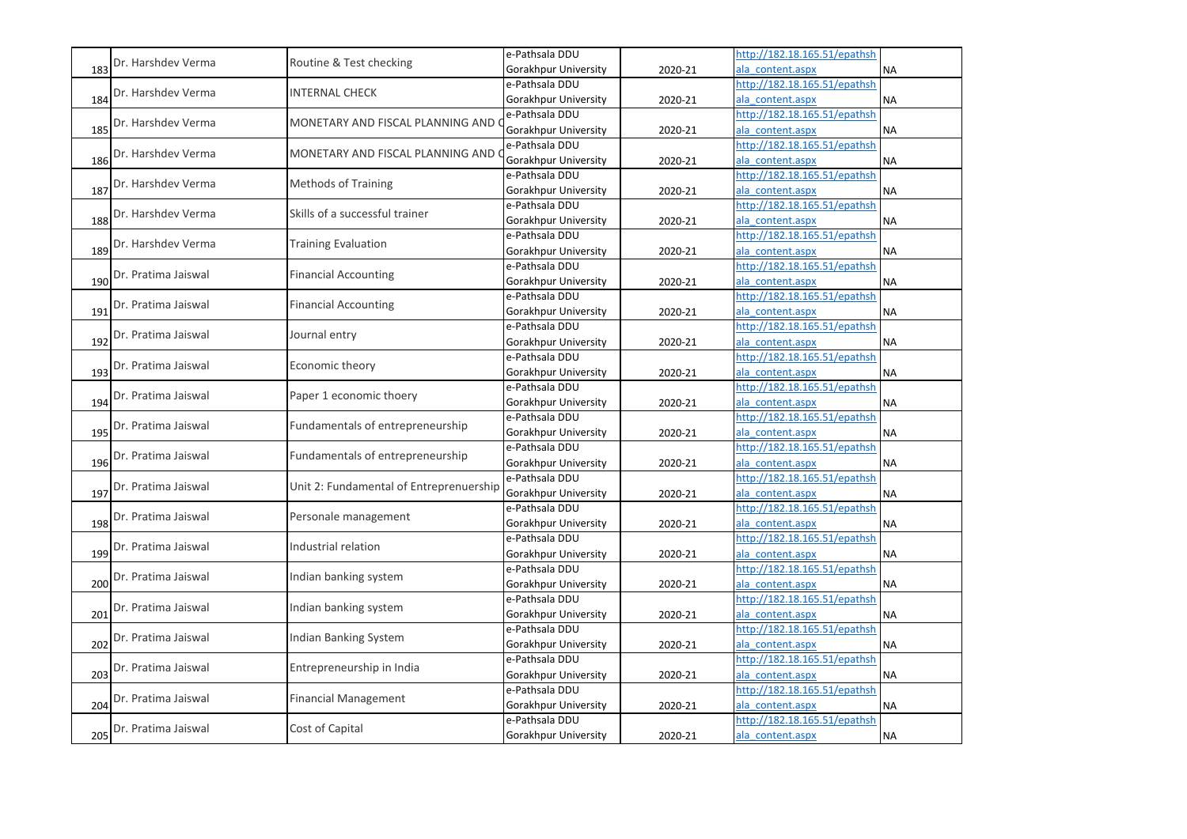| | | | | | | |
|---|---|---|---|---|---|---|
| 183 | Dr. Harshdev Verma | Routine & Test checking | e-Pathsala DDU Gorakhpur University | 2020-21 | http://182.18.165.51/epathshala_content.aspx | NA |
| 184 | Dr. Harshdev Verma | INTERNAL CHECK | e-Pathsala DDU Gorakhpur University | 2020-21 | http://182.18.165.51/epathshala_content.aspx | NA |
| 185 | Dr. Harshdev Verma | MONETARY AND FISCAL PLANNING AND C | e-Pathsala DDU Gorakhpur University | 2020-21 | http://182.18.165.51/epathshala_content.aspx | NA |
| 186 | Dr. Harshdev Verma | MONETARY AND FISCAL PLANNING AND C | e-Pathsala DDU Gorakhpur University | 2020-21 | http://182.18.165.51/epathshala_content.aspx | NA |
| 187 | Dr. Harshdev Verma | Methods of Training | e-Pathsala DDU Gorakhpur University | 2020-21 | http://182.18.165.51/epathshala_content.aspx | NA |
| 188 | Dr. Harshdev Verma | Skills of a successful trainer | e-Pathsala DDU Gorakhpur University | 2020-21 | http://182.18.165.51/epathshala_content.aspx | NA |
| 189 | Dr. Harshdev Verma | Training Evaluation | e-Pathsala DDU Gorakhpur University | 2020-21 | http://182.18.165.51/epathshala_content.aspx | NA |
| 190 | Dr. Pratima Jaiswal | Financial Accounting | e-Pathsala DDU Gorakhpur University | 2020-21 | http://182.18.165.51/epathshala_content.aspx | NA |
| 191 | Dr. Pratima Jaiswal | Financial Accounting | e-Pathsala DDU Gorakhpur University | 2020-21 | http://182.18.165.51/epathshala_content.aspx | NA |
| 192 | Dr. Pratima Jaiswal | Journal entry | e-Pathsala DDU Gorakhpur University | 2020-21 | http://182.18.165.51/epathshala_content.aspx | NA |
| 193 | Dr. Pratima Jaiswal | Economic theory | e-Pathsala DDU Gorakhpur University | 2020-21 | http://182.18.165.51/epathshala_content.aspx | NA |
| 194 | Dr. Pratima Jaiswal | Paper 1 economic thoery | e-Pathsala DDU Gorakhpur University | 2020-21 | http://182.18.165.51/epathshala_content.aspx | NA |
| 195 | Dr. Pratima Jaiswal | Fundamentals of entrepreneurship | e-Pathsala DDU Gorakhpur University | 2020-21 | http://182.18.165.51/epathshala_content.aspx | NA |
| 196 | Dr. Pratima Jaiswal | Fundamentals of entrepreneurship | e-Pathsala DDU Gorakhpur University | 2020-21 | http://182.18.165.51/epathshala_content.aspx | NA |
| 197 | Dr. Pratima Jaiswal | Unit 2: Fundamental of Entreprenuership | e-Pathsala DDU Gorakhpur University | 2020-21 | http://182.18.165.51/epathshala_content.aspx | NA |
| 198 | Dr. Pratima Jaiswal | Personale management | e-Pathsala DDU Gorakhpur University | 2020-21 | http://182.18.165.51/epathshala_content.aspx | NA |
| 199 | Dr. Pratima Jaiswal | Industrial relation | e-Pathsala DDU Gorakhpur University | 2020-21 | http://182.18.165.51/epathshala_content.aspx | NA |
| 200 | Dr. Pratima Jaiswal | Indian banking system | e-Pathsala DDU Gorakhpur University | 2020-21 | http://182.18.165.51/epathshala_content.aspx | NA |
| 201 | Dr. Pratima Jaiswal | Indian banking system | e-Pathsala DDU Gorakhpur University | 2020-21 | http://182.18.165.51/epathshala_content.aspx | NA |
| 202 | Dr. Pratima Jaiswal | Indian Banking System | e-Pathsala DDU Gorakhpur University | 2020-21 | http://182.18.165.51/epathshala_content.aspx | NA |
| 203 | Dr. Pratima Jaiswal | Entrepreneurship in India | e-Pathsala DDU Gorakhpur University | 2020-21 | http://182.18.165.51/epathshala_content.aspx | NA |
| 204 | Dr. Pratima Jaiswal | Financial Management | e-Pathsala DDU Gorakhpur University | 2020-21 | http://182.18.165.51/epathshala_content.aspx | NA |
| 205 | Dr. Pratima Jaiswal | Cost of Capital | e-Pathsala DDU Gorakhpur University | 2020-21 | http://182.18.165.51/epathshala_content.aspx | NA |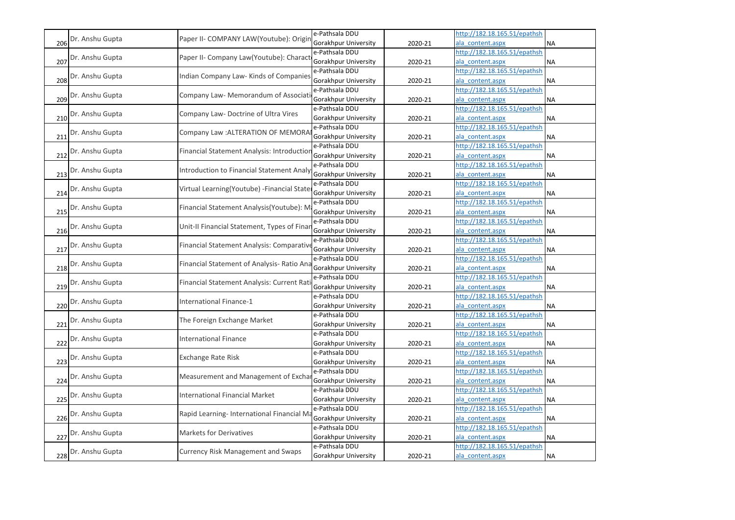| 206 | Dr. Anshu Gupta | Paper II- COMPANY LAW(Youtube): Origin | e-Pathsala DDU Gorakhpur University | 2020-21 | http://182.18.165.51/epathshala_content.aspx | NA |
|---|---|---|---|---|---|---|
| 207 | Dr. Anshu Gupta | Paper II- Company Law(Youtube): Charact | e-Pathsala DDU Gorakhpur University | 2020-21 | http://182.18.165.51/epathshala_content.aspx | NA |
| 208 | Dr. Anshu Gupta | Indian Company Law- Kinds of Companies | e-Pathsala DDU Gorakhpur University | 2020-21 | http://182.18.165.51/epathshala_content.aspx | NA |
| 209 | Dr. Anshu Gupta | Company Law- Memorandum of Associati | e-Pathsala DDU Gorakhpur University | 2020-21 | http://182.18.165.51/epathshala_content.aspx | NA |
| 210 | Dr. Anshu Gupta | Company Law- Doctrine of Ultra Vires | e-Pathsala DDU Gorakhpur University | 2020-21 | http://182.18.165.51/epathshala_content.aspx | NA |
| 211 | Dr. Anshu Gupta | Company Law :ALTERATION OF MEMORA | e-Pathsala DDU Gorakhpur University | 2020-21 | http://182.18.165.51/epathshala_content.aspx | NA |
| 212 | Dr. Anshu Gupta | Financial Statement Analysis: Introduction | e-Pathsala DDU Gorakhpur University | 2020-21 | http://182.18.165.51/epathshala_content.aspx | NA |
| 213 | Dr. Anshu Gupta | Introduction to Financial Statement Analy | e-Pathsala DDU Gorakhpur University | 2020-21 | http://182.18.165.51/epathshala_content.aspx | NA |
| 214 | Dr. Anshu Gupta | Virtual Learning(Youtube) -Financial State | e-Pathsala DDU Gorakhpur University | 2020-21 | http://182.18.165.51/epathshala_content.aspx | NA |
| 215 | Dr. Anshu Gupta | Financial Statement Analysis(Youtube): M | e-Pathsala DDU Gorakhpur University | 2020-21 | http://182.18.165.51/epathshala_content.aspx | NA |
| 216 | Dr. Anshu Gupta | Unit-II Financial Statement, Types of Finan | e-Pathsala DDU Gorakhpur University | 2020-21 | http://182.18.165.51/epathshala_content.aspx | NA |
| 217 | Dr. Anshu Gupta | Financial Statement Analysis: Comparative | e-Pathsala DDU Gorakhpur University | 2020-21 | http://182.18.165.51/epathshala_content.aspx | NA |
| 218 | Dr. Anshu Gupta | Financial Statement of Analysis- Ratio Ana | e-Pathsala DDU Gorakhpur University | 2020-21 | http://182.18.165.51/epathshala_content.aspx | NA |
| 219 | Dr. Anshu Gupta | Financial Statement Analysis: Current Rati | e-Pathsala DDU Gorakhpur University | 2020-21 | http://182.18.165.51/epathshala_content.aspx | NA |
| 220 | Dr. Anshu Gupta | International Finance-1 | e-Pathsala DDU Gorakhpur University | 2020-21 | http://182.18.165.51/epathshala_content.aspx | NA |
| 221 | Dr. Anshu Gupta | The Foreign Exchange Market | e-Pathsala DDU Gorakhpur University | 2020-21 | http://182.18.165.51/epathshala_content.aspx | NA |
| 222 | Dr. Anshu Gupta | International Finance | e-Pathsala DDU Gorakhpur University | 2020-21 | http://182.18.165.51/epathshala_content.aspx | NA |
| 223 | Dr. Anshu Gupta | Exchange Rate Risk | e-Pathsala DDU Gorakhpur University | 2020-21 | http://182.18.165.51/epathshala_content.aspx | NA |
| 224 | Dr. Anshu Gupta | Measurement and Management of Exchar | e-Pathsala DDU Gorakhpur University | 2020-21 | http://182.18.165.51/epathshala_content.aspx | NA |
| 225 | Dr. Anshu Gupta | International Financial Market | e-Pathsala DDU Gorakhpur University | 2020-21 | http://182.18.165.51/epathshala_content.aspx | NA |
| 226 | Dr. Anshu Gupta | Rapid Learning- International Financial Ma | e-Pathsala DDU Gorakhpur University | 2020-21 | http://182.18.165.51/epathshala_content.aspx | NA |
| 227 | Dr. Anshu Gupta | Markets for Derivatives | e-Pathsala DDU Gorakhpur University | 2020-21 | http://182.18.165.51/epathshala_content.aspx | NA |
| 228 | Dr. Anshu Gupta | Currency Risk Management and Swaps | e-Pathsala DDU Gorakhpur University | 2020-21 | http://182.18.165.51/epathshala_content.aspx | NA |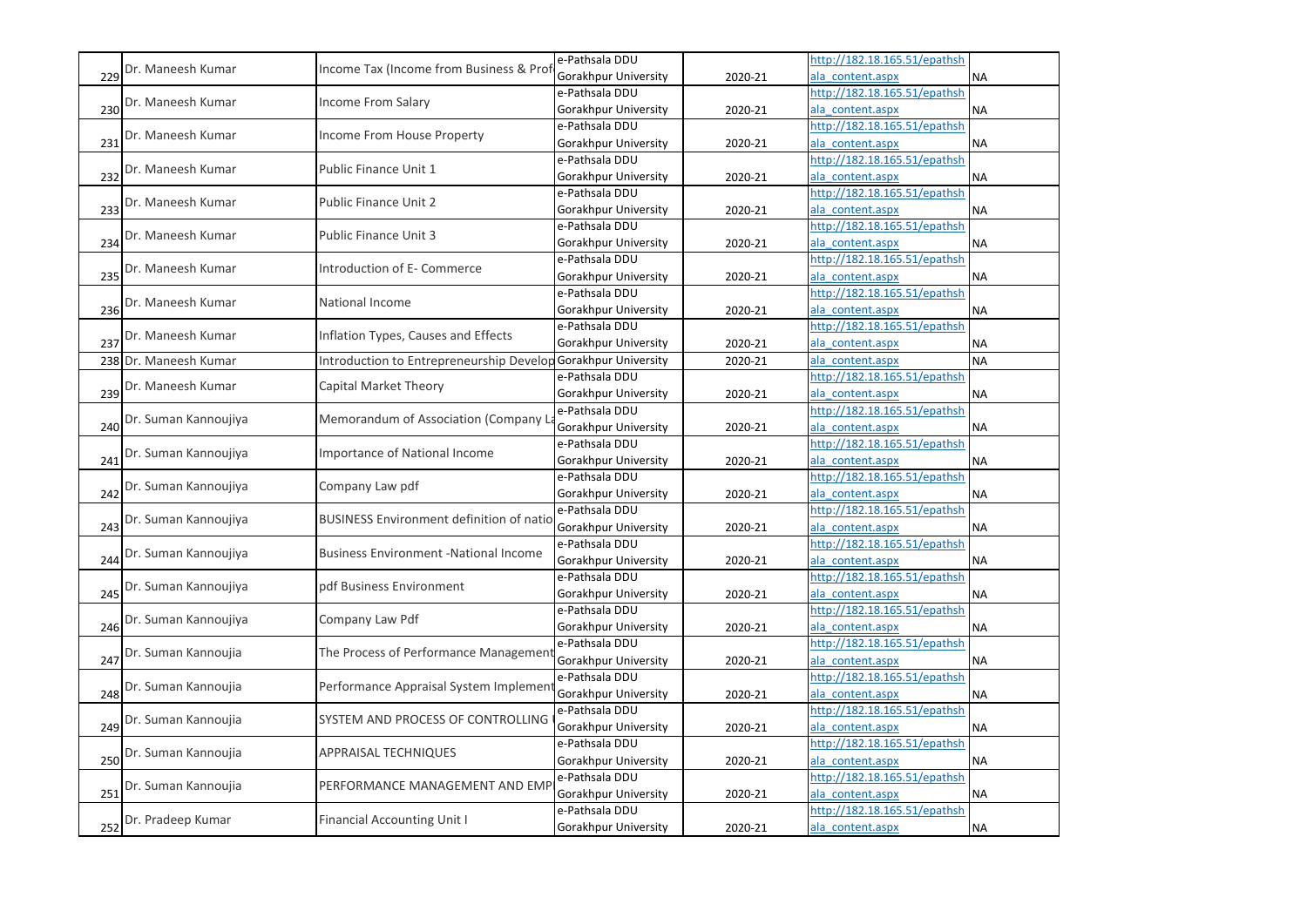| 229 | Dr. Maneesh Kumar | Income Tax (Income from Business & Prof | e-Pathsala DDU Gorakhpur University | 2020-21 | http://182.18.165.51/epathshala_content.aspx | NA |
|---|---|---|---|---|---|---|
| 230 | Dr. Maneesh Kumar | Income From Salary | e-Pathsala DDU Gorakhpur University | 2020-21 | http://182.18.165.51/epathshala_content.aspx | NA |
| 231 | Dr. Maneesh Kumar | Income From House Property | e-Pathsala DDU Gorakhpur University | 2020-21 | http://182.18.165.51/epathshala_content.aspx | NA |
| 232 | Dr. Maneesh Kumar | Public Finance Unit 1 | e-Pathsala DDU Gorakhpur University | 2020-21 | http://182.18.165.51/epathshala_content.aspx | NA |
| 233 | Dr. Maneesh Kumar | Public Finance Unit 2 | e-Pathsala DDU Gorakhpur University | 2020-21 | http://182.18.165.51/epathshala_content.aspx | NA |
| 234 | Dr. Maneesh Kumar | Public Finance Unit 3 | e-Pathsala DDU Gorakhpur University | 2020-21 | http://182.18.165.51/epathshala_content.aspx | NA |
| 235 | Dr. Maneesh Kumar | Introduction of E- Commerce | e-Pathsala DDU Gorakhpur University | 2020-21 | http://182.18.165.51/epathshala_content.aspx | NA |
| 236 | Dr. Maneesh Kumar | National Income | e-Pathsala DDU Gorakhpur University | 2020-21 | http://182.18.165.51/epathshala_content.aspx | NA |
| 237 | Dr. Maneesh Kumar | Inflation Types, Causes and Effects | e-Pathsala DDU Gorakhpur University | 2020-21 | http://182.18.165.51/epathshala_content.aspx | NA |
| 238 | Dr. Maneesh Kumar | Introduction to Entrepreneurship Develop | Gorakhpur University | 2020-21 | ala_content.aspx | NA |
| 239 | Dr. Maneesh Kumar | Capital Market Theory | e-Pathsala DDU Gorakhpur University | 2020-21 | http://182.18.165.51/epathshala_content.aspx | NA |
| 240 | Dr. Suman Kannoujiya | Memorandum of Association (Company La | e-Pathsala DDU Gorakhpur University | 2020-21 | http://182.18.165.51/epathshala_content.aspx | NA |
| 241 | Dr. Suman Kannoujiya | Importance of National Income | e-Pathsala DDU Gorakhpur University | 2020-21 | http://182.18.165.51/epathshala_content.aspx | NA |
| 242 | Dr. Suman Kannoujiya | Company Law pdf | e-Pathsala DDU Gorakhpur University | 2020-21 | http://182.18.165.51/epathshala_content.aspx | NA |
| 243 | Dr. Suman Kannoujiya | BUSINESS Environment definition of natio | e-Pathsala DDU Gorakhpur University | 2020-21 | http://182.18.165.51/epathshala_content.aspx | NA |
| 244 | Dr. Suman Kannoujiya | Business Environment -National Income | e-Pathsala DDU Gorakhpur University | 2020-21 | http://182.18.165.51/epathshala_content.aspx | NA |
| 245 | Dr. Suman Kannoujiya | pdf Business Environment | e-Pathsala DDU Gorakhpur University | 2020-21 | http://182.18.165.51/epathshala_content.aspx | NA |
| 246 | Dr. Suman Kannoujiya | Company Law Pdf | e-Pathsala DDU Gorakhpur University | 2020-21 | http://182.18.165.51/epathshala_content.aspx | NA |
| 247 | Dr. Suman Kannoujia | The Process of Performance Management | e-Pathsala DDU Gorakhpur University | 2020-21 | http://182.18.165.51/epathshala_content.aspx | NA |
| 248 | Dr. Suman Kannoujia | Performance Appraisal System Implement | e-Pathsala DDU Gorakhpur University | 2020-21 | http://182.18.165.51/epathshala_content.aspx | NA |
| 249 | Dr. Suman Kannoujia | SYSTEM AND PROCESS OF CONTROLLING | e-Pathsala DDU Gorakhpur University | 2020-21 | http://182.18.165.51/epathshala_content.aspx | NA |
| 250 | Dr. Suman Kannoujia | APPRAISAL TECHNIQUES | e-Pathsala DDU Gorakhpur University | 2020-21 | http://182.18.165.51/epathshala_content.aspx | NA |
| 251 | Dr. Suman Kannoujia | PERFORMANCE MANAGEMENT AND EMP | e-Pathsala DDU Gorakhpur University | 2020-21 | http://182.18.165.51/epathshala_content.aspx | NA |
| 252 | Dr. Pradeep Kumar | Financial Accounting Unit I | e-Pathsala DDU Gorakhpur University | 2020-21 | http://182.18.165.51/epathshala_content.aspx | NA |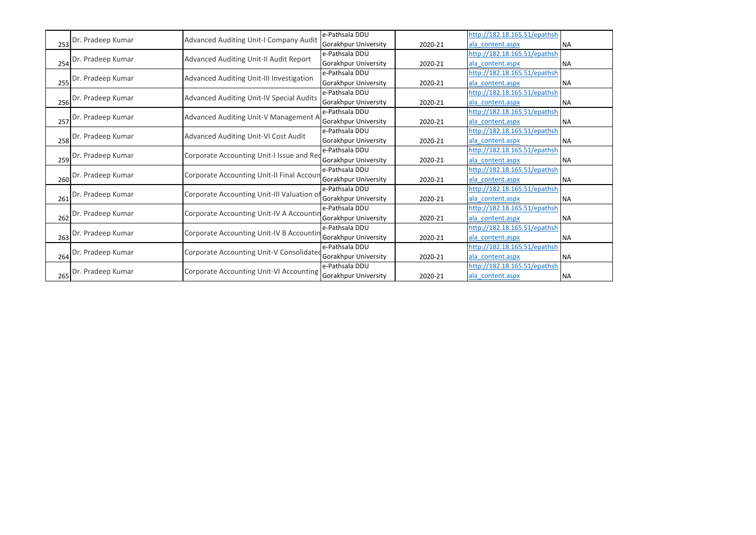| | | | | | | |
|---|---|---|---|---|---|---|
| 253 | Dr. Pradeep Kumar | Advanced Auditing Unit-I Company Audit | e-Pathsala DDU Gorakhpur University | 2020-21 | http://182.18.165.51/epathshala_content.aspx | NA |
| 254 | Dr. Pradeep Kumar | Advanced Auditing Unit-II Audit Report | e-Pathsala DDU Gorakhpur University | 2020-21 | http://182.18.165.51/epathshala_content.aspx | NA |
| 255 | Dr. Pradeep Kumar | Advanced Auditing Unit-III Investigation | e-Pathsala DDU Gorakhpur University | 2020-21 | http://182.18.165.51/epathshala_content.aspx | NA |
| 256 | Dr. Pradeep Kumar | Advanced Auditing Unit-IV Special Audits | e-Pathsala DDU Gorakhpur University | 2020-21 | http://182.18.165.51/epathshala_content.aspx | NA |
| 257 | Dr. Pradeep Kumar | Advanced Auditing Unit-V Management A | e-Pathsala DDU Gorakhpur University | 2020-21 | http://182.18.165.51/epathshala_content.aspx | NA |
| 258 | Dr. Pradeep Kumar | Advanced Auditing Unit-VI Cost Audit | e-Pathsala DDU Gorakhpur University | 2020-21 | http://182.18.165.51/epathshala_content.aspx | NA |
| 259 | Dr. Pradeep Kumar | Corporate Accounting Unit-I Issue and Red | e-Pathsala DDU Gorakhpur University | 2020-21 | http://182.18.165.51/epathshala_content.aspx | NA |
| 260 | Dr. Pradeep Kumar | Corporate Accounting Unit-II Final Accoun | e-Pathsala DDU Gorakhpur University | 2020-21 | http://182.18.165.51/epathshala_content.aspx | NA |
| 261 | Dr. Pradeep Kumar | Corporate Accounting Unit-III Valuation of | e-Pathsala DDU Gorakhpur University | 2020-21 | http://182.18.165.51/epathshala_content.aspx | NA |
| 262 | Dr. Pradeep Kumar | Corporate Accounting Unit-IV A Accountin | e-Pathsala DDU Gorakhpur University | 2020-21 | http://182.18.165.51/epathshala_content.aspx | NA |
| 263 | Dr. Pradeep Kumar | Corporate Accounting Unit-IV B Accountin | e-Pathsala DDU Gorakhpur University | 2020-21 | http://182.18.165.51/epathshala_content.aspx | NA |
| 264 | Dr. Pradeep Kumar | Corporate Accounting Unit-V Consolidated | e-Pathsala DDU Gorakhpur University | 2020-21 | http://182.18.165.51/epathshala_content.aspx | NA |
| 265 | Dr. Pradeep Kumar | Corporate Accounting Unit-VI Accounting | e-Pathsala DDU Gorakhpur University | 2020-21 | http://182.18.165.51/epathshala_content.aspx | NA |